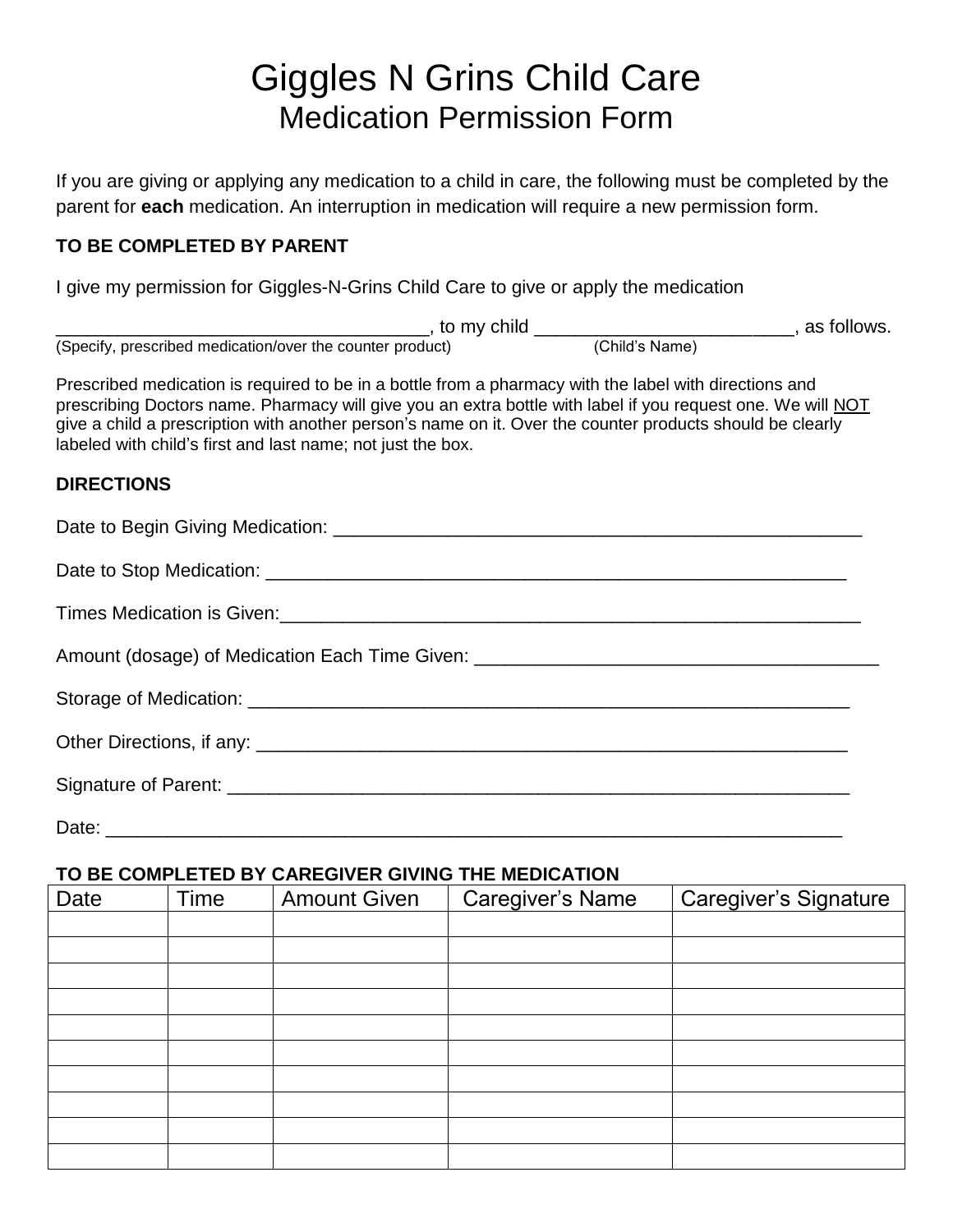# Giggles N Grins Child Care

## Medication Permission Form

If you are giving or applying any medication to a child in care, the following must be completed by the parent for **each** medication. An interruption in medication will require a new permission form.

**TO BE COMPLETED BY PARENT**

I give my permission for Giggles-N-Grins Child Care to give or apply the medication

_____________________________________, to my child _________________________, as follows.
(Specify, prescribed medication/over the counter product) (Child's Name)

Prescribed medication is required to be in a bottle from a pharmacy with the label with directions and prescribing Doctors name. Pharmacy will give you an extra bottle with label if you request one. We will NOT give a child a prescription with another person's name on it. Over the counter products should be clearly labeled with child's first and last name; not just the box.

**DIRECTIONS**

Date to Begin Giving Medication: ____________________________________________________

Date to Stop Medication: ___________________________________________________________

Times Medication is Given:__________________________________________________________

Amount (dosage) of Medication Each Time Given: _______________________________________

Storage of Medication: _____________________________________________________________

Other Directions, if any: ____________________________________________________________

Signature of Parent: _______________________________________________________________

Date: ___________________________________________________________________________

**TO BE COMPLETED BY CAREGIVER GIVING THE MEDICATION**

| Date | Time | Amount Given | Caregiver's Name | Caregiver's Signature |
|---|---|---|---|---|
| | | | | |
| | | | | |
| | | | | |
| | | | | |
| | | | | |
| | | | | |
| | | | | |
| | | | | |
| | | | | |
| | | | | |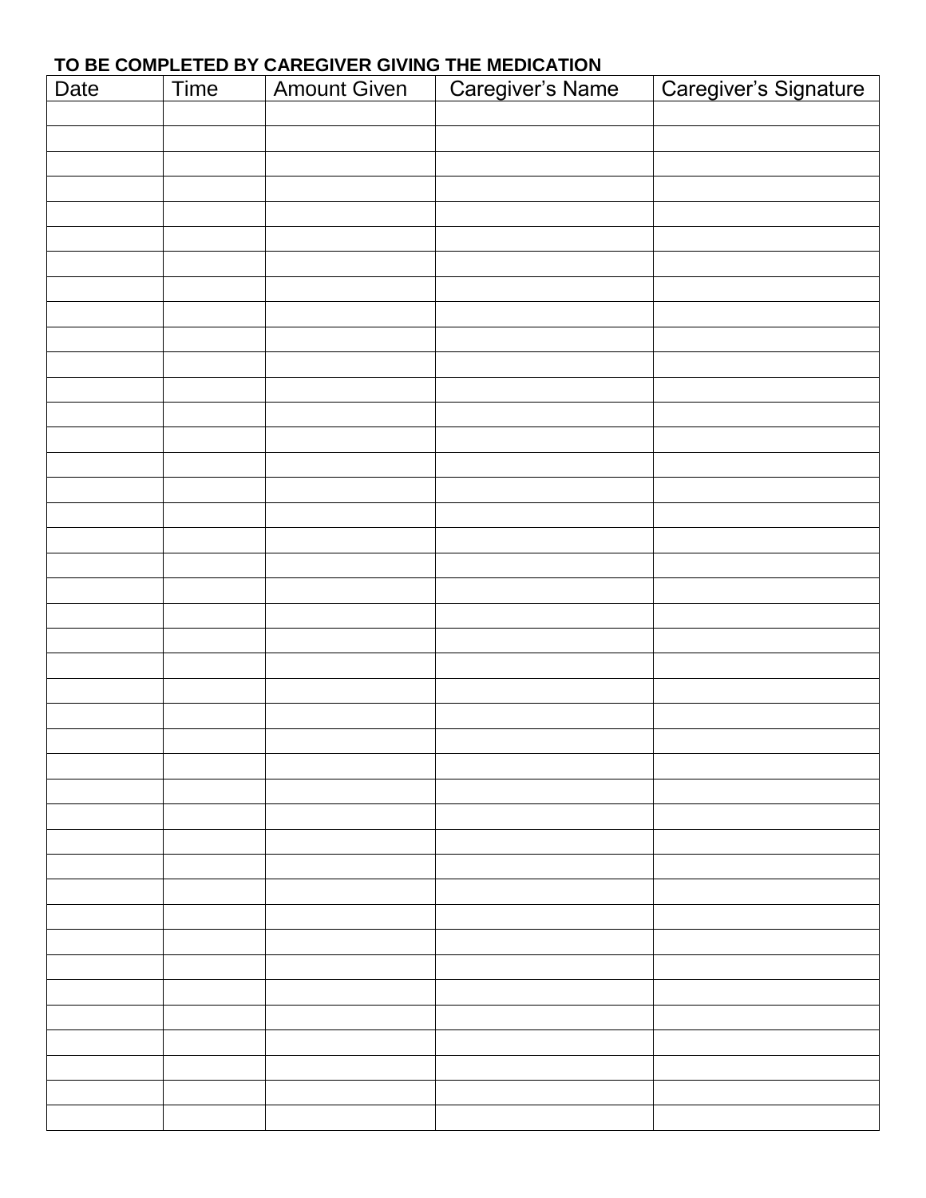**TO BE COMPLETED BY CAREGIVER GIVING THE MEDICATION**

| Date | Time | Amount Given | Caregiver's Name | Caregiver's Signature |
|---|---|---|---|---|
| | | | | |
| | | | | |
| | | | | |
| | | | | |
| | | | | |
| | | | | |
| | | | | |
| | | | | |
| | | | | |
| | | | | |
| | | | | |
| | | | | |
| | | | | |
| | | | | |
| | | | | |
| | | | | |
| | | | | |
| | | | | |
| | | | | |
| | | | | |
| | | | | |
| | | | | |
| | | | | |
| | | | | |
| | | | | |
| | | | | |
| | | | | |
| | | | | |
| | | | | |
| | | | | |
| | | | | |
| | | | | |
| | | | | |
| | | | | |
| | | | | |
| | | | | |
| | | | | |
| | | | | |
| | | | | |
| | | | | |
| | | | | |